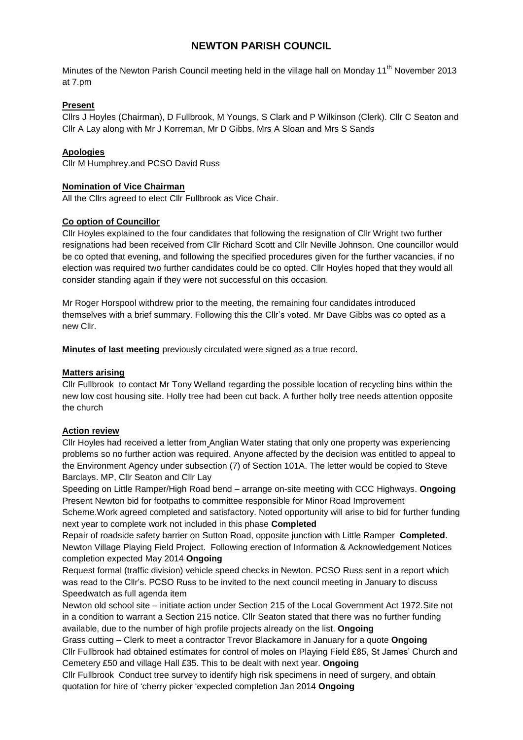# NEWTON PARISH COUNCIL

Minutes of the Newton Parish Council meeting held in the village hall on Monday 11th November 2013 at 7.pm

**Present**

Cllrs J Hoyles (Chairman), D Fullbrook, M Youngs, S Clark and P Wilkinson (Clerk). Cllr C Seaton and Cllr A Lay along with Mr J Korreman, Mr D Gibbs, Mrs A Sloan and Mrs S Sands

**Apologies**

Cllr M Humphrey.and PCSO David Russ

**Nomination of Vice Chairman**

All the Cllrs agreed to elect Cllr Fullbrook as Vice Chair.

**Co option of Councillor**

Cllr Hoyles explained to the four candidates that following the resignation of Cllr Wright two further resignations had been received from Cllr Richard Scott and Cllr Neville Johnson. One councillor would be co opted that evening, and following the specified procedures given for the further vacancies, if no election was required two further candidates could be co opted. Cllr Hoyles hoped that they would all consider standing again if they were not successful on this occasion.

Mr Roger Horspool withdrew prior to the meeting, the remaining four candidates introduced themselves with a brief summary. Following this the Cllr's voted. Mr Dave Gibbs was co opted as a new Cllr.

**Minutes of last meeting** previously circulated were signed as a true record.

**Matters arising**

Cllr Fullbrook to contact Mr Tony Welland regarding the possible location of recycling bins within the new low cost housing site. Holly tree had been cut back. A further holly tree needs attention opposite the church

**Action review**

Cllr Hoyles had received a letter from Anglian Water stating that only one property was experiencing problems so no further action was required. Anyone affected by the decision was entitled to appeal to the Environment Agency under subsection (7) of Section 101A. The letter would be copied to Steve Barclays. MP, Cllr Seaton and Cllr Lay

Speeding on Little Ramper/High Road bend – arrange on-site meeting with CCC Highways. **Ongoing**

Present Newton bid for footpaths to committee responsible for Minor Road Improvement Scheme.Work agreed completed and satisfactory. Noted opportunity will arise to bid for further funding next year to complete work not included in this phase **Completed**

Repair of roadside safety barrier on Sutton Road, opposite junction with Little Ramper **Completed**.

Newton Village Playing Field Project. Following erection of Information & Acknowledgement Notices completion expected May 2014 **Ongoing**

Request formal (traffic division) vehicle speed checks in Newton. PCSO Russ sent in a report which was read to the Cllr's. PCSO Russ to be invited to the next council meeting in January to discuss Speedwatch as full agenda item

Newton old school site – initiate action under Section 215 of the Local Government Act 1972.Site not in a condition to warrant a Section 215 notice. Cllr Seaton stated that there was no further funding available, due to the number of high profile projects already on the list. **Ongoing**

Grass cutting – Clerk to meet a contractor Trevor Blackamore in January for a quote **Ongoing**

Cllr Fullbrook had obtained estimates for control of moles on Playing Field £85, St James' Church and Cemetery £50 and village Hall £35. This to be dealt with next year. **Ongoing**

Cllr Fullbrook Conduct tree survey to identify high risk specimens in need of surgery, and obtain quotation for hire of 'cherry picker 'expected completion Jan 2014 **Ongoing**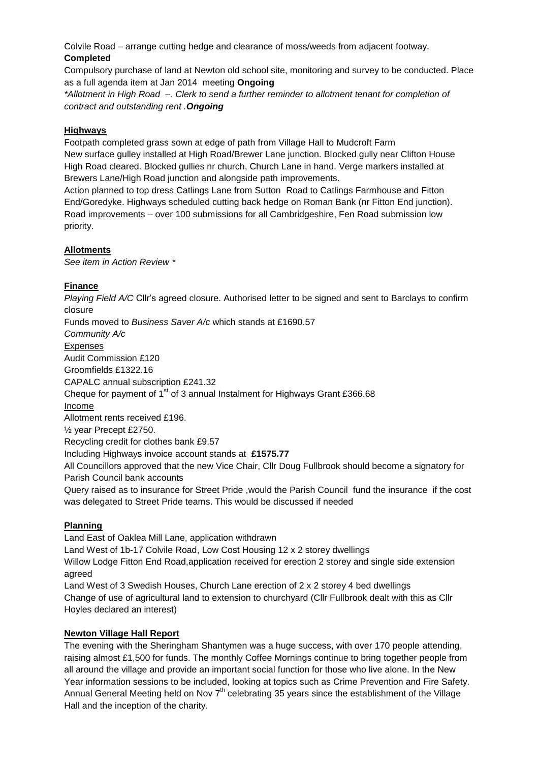Colvile Road – arrange cutting hedge and clearance of moss/weeds from adjacent footway.
**Completed**

Compulsory purchase of land at Newton old school site, monitoring and survey to be conducted. Place as a full agenda item at Jan 2014 meeting **Ongoing**

*\*Allotment in High Road –. Clerk to send a further reminder to allotment tenant for completion of contract and outstanding rent .**Ongoing***

## Highways

Footpath completed grass sown at edge of path from Village Hall to Mudcroft Farm
New surface gulley installed at High Road/Brewer Lane junction. Blocked gully near Clifton House High Road cleared. Blocked gullies nr church, Church Lane in hand. Verge markers installed at Brewers Lane/High Road junction and alongside path improvements.

Action planned to top dress Catlings Lane from Sutton Road to Catlings Farmhouse and Fitton End/Goredyke. Highways scheduled cutting back hedge on Roman Bank (nr Fitton End junction).
Road improvements – over 100 submissions for all Cambridgeshire, Fen Road submission low priority.

## Allotments

*See item in Action Review \**

## Finance

*Playing Field A/C* Cllr's agreed closure. Authorised letter to be signed and sent to Barclays to confirm closure

Funds moved to *Business Saver A/c* which stands at £1690.57

*Community A/c*

Expenses

Audit Commission £120

Groomfields £1322.16

CAPALC annual subscription £241.32

Cheque for payment of 1st of 3 annual Instalment for Highways Grant £366.68

Income

Allotment rents received £196.

½ year Precept £2750.

Recycling credit for clothes bank £9.57

Including Highways invoice account stands at **£1575.77**

All Councillors approved that the new Vice Chair, Cllr Doug Fullbrook should become a signatory for Parish Council bank accounts

Query raised as to insurance for Street Pride ,would the Parish Council fund the insurance if the cost was delegated to Street Pride teams. This would be discussed if needed

## Planning

Land East of Oaklea Mill Lane, application withdrawn

Land West of 1b-17 Colvile Road, Low Cost Housing 12 x 2 storey dwellings

Willow Lodge Fitton End Road,application received for erection 2 storey and single side extension agreed

Land West of 3 Swedish Houses, Church Lane erection of 2 x 2 storey 4 bed dwellings

Change of use of agricultural land to extension to churchyard (Cllr Fullbrook dealt with this as Cllr Hoyles declared an interest)

## Newton Village Hall Report

The evening with the Sheringham Shantymen was a huge success, with over 170 people attending, raising almost £1,500 for funds. The monthly Coffee Mornings continue to bring together people from all around the village and provide an important social function for those who live alone. In the New Year information sessions to be included, looking at topics such as Crime Prevention and Fire Safety. Annual General Meeting held on Nov 7th celebrating 35 years since the establishment of the Village Hall and the inception of the charity.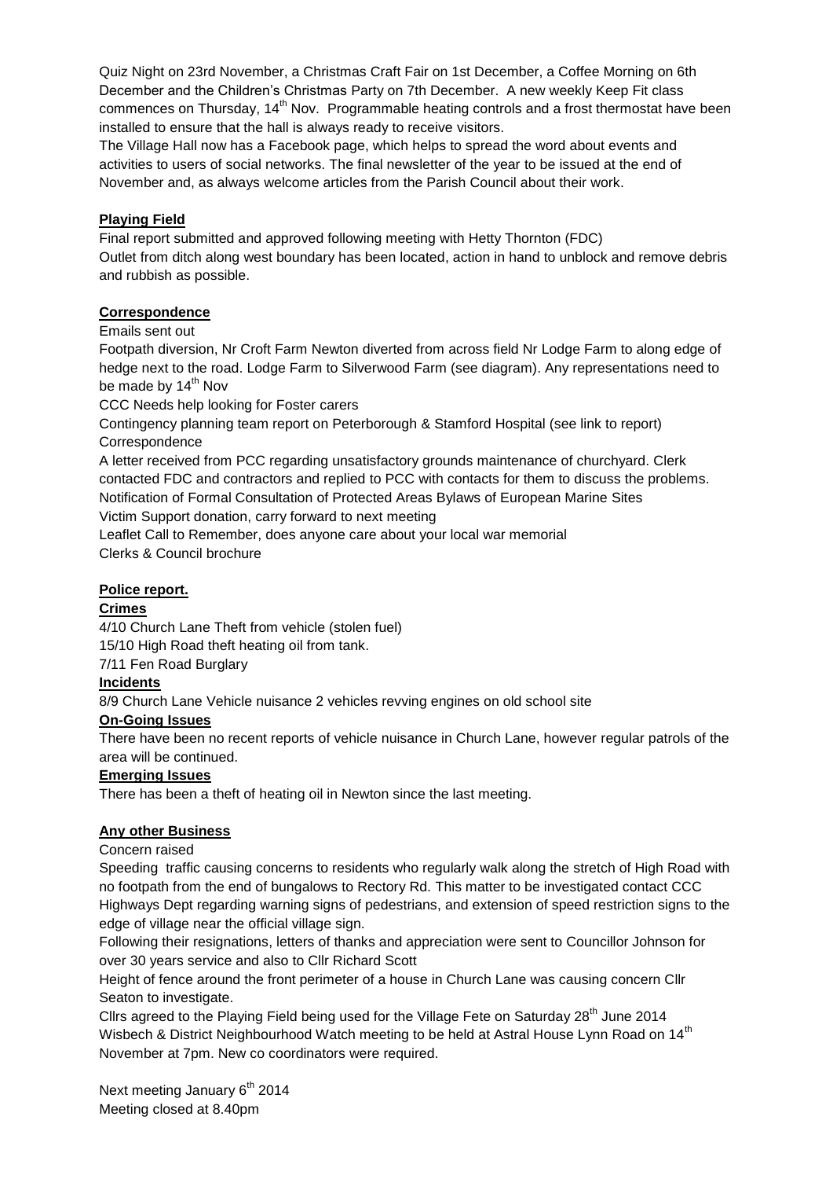Quiz Night on 23rd November, a Christmas Craft Fair on 1st December, a Coffee Morning on 6th December and the Children's Christmas Party on 7th December. A new weekly Keep Fit class commences on Thursday, 14th Nov. Programmable heating controls and a frost thermostat have been installed to ensure that the hall is always ready to receive visitors.
The Village Hall now has a Facebook page, which helps to spread the word about events and activities to users of social networks. The final newsletter of the year to be issued at the end of November and, as always welcome articles from the Parish Council about their work.

**Playing Field**

Final report submitted and approved following meeting with Hetty Thornton (FDC)
Outlet from ditch along west boundary has been located, action in hand to unblock and remove debris and rubbish as possible.

**Correspondence**

Emails sent out
Footpath diversion, Nr Croft Farm Newton diverted from across field Nr Lodge Farm to along edge of hedge next to the road. Lodge Farm to Silverwood Farm (see diagram). Any representations need to be made by 14th Nov
CCC Needs help looking for Foster carers
Contingency planning team report on Peterborough & Stamford Hospital (see link to report)
Correspondence
A letter received from PCC regarding unsatisfactory grounds maintenance of churchyard. Clerk contacted FDC and contractors and replied to PCC with contacts for them to discuss the problems.
Notification of Formal Consultation of Protected Areas Bylaws of European Marine Sites
Victim Support donation, carry forward to next meeting
Leaflet Call to Remember, does anyone care about your local war memorial
Clerks & Council brochure

**Police report.**

**Crimes**

4/10 Church Lane Theft from vehicle (stolen fuel)
15/10 High Road theft heating oil from tank.
7/11 Fen Road Burglary

**Incidents**

8/9 Church Lane Vehicle nuisance 2 vehicles revving engines on old school site

**On-Going Issues**

There have been no recent reports of vehicle nuisance in Church Lane, however regular patrols of the area will be continued.

**Emerging Issues**

There has been a theft of heating oil in Newton since the last meeting.

**Any other Business**

Concern raised
Speeding traffic causing concerns to residents who regularly walk along the stretch of High Road with no footpath from the end of bungalows to Rectory Rd. This matter to be investigated contact CCC Highways Dept regarding warning signs of pedestrians, and extension of speed restriction signs to the edge of village near the official village sign.
Following their resignations, letters of thanks and appreciation were sent to Councillor Johnson for over 30 years service and also to Cllr Richard Scott
Height of fence around the front perimeter of a house in Church Lane was causing concern Cllr Seaton to investigate.
Cllrs agreed to the Playing Field being used for the Village Fete on Saturday 28th June 2014
Wisbech & District Neighbourhood Watch meeting to be held at Astral House Lynn Road on 14th November at 7pm. New co coordinators were required.

Next meeting January 6th 2014
Meeting closed at 8.40pm